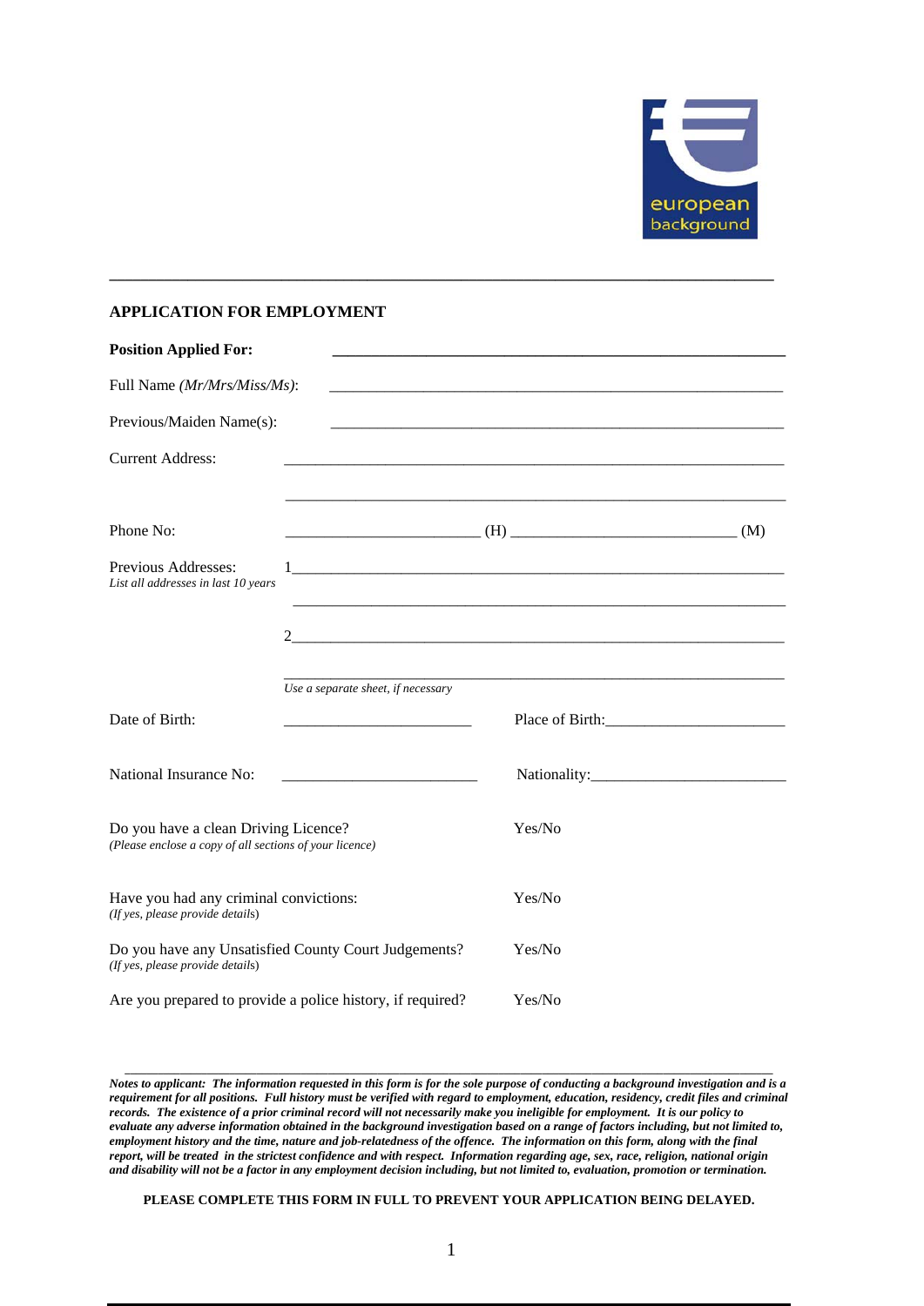european background

---

## APPLICATION FOR EMPLOYMENT

**Position Applied For:** ____________________________________________

Full Name *(Mr/Mrs/Miss/Ms)*: ____________________________________________

Previous/Maiden Name(s): ____________________________________________

Current Address: ____________________________________________

____________________________________________

Phone No: ____________________ (H) ____________________ (M)

Previous Addresses:
*List all addresses in last 10 years*

1 ____________________________________________

____________________________________________

2 ____________________________________________

____________________________________________

*Use a separate sheet, if necessary*

Date of Birth: ____________________ Place of Birth: ____________________

National Insurance No: ____________________ Nationality: ____________________

Do you have a clean Driving Licence? Yes/No
*(Please enclose a copy of all sections of your licence)*

Have you had any criminal convictions: Yes/No
*(If yes, please provide details)*

Do you have any Unsatisfied County Court Judgements? Yes/No
*(If yes, please provide details)*

Are you prepared to provide a police history, if required? Yes/No

---

***Notes to applicant: The information requested in this form is for the sole purpose of conducting a background investigation and is a requirement for all positions. Full history must be verified with regard to employment, education, residency, credit files and criminal records. The existence of a prior criminal record will not necessarily make you ineligible for employment. It is our policy to evaluate any adverse information obtained in the background investigation based on a range of factors including, but not limited to, employment history and the time, nature and job-relatedness of the offence. The information on this form, along with the final report, will be treated in the strictest confidence and with respect. Information regarding age, sex, race, religion, national origin and disability will not be a factor in any employment decision including, but not limited to, evaluation, promotion or termination.***

**PLEASE COMPLETE THIS FORM IN FULL TO PREVENT YOUR APPLICATION BEING DELAYED.**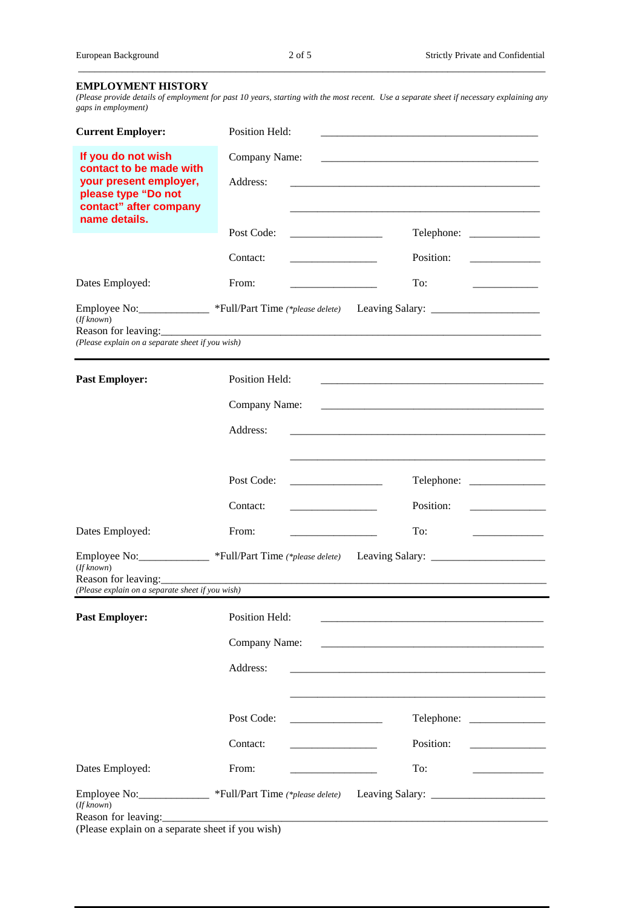## EMPLOYMENT HISTORY

*(Please provide details of employment for past 10 years, starting with the most recent. Use a separate sheet if necessary explaining any gaps in employment)*

**Current Employer:**

**If you do not wish contact to be made with your present employer, please type "Do not contact" after company name details.**

Position Held: ______________________________________________

Company Name: ______________________________________________

Address: ______________________________________________

______________________________________________

Post Code: ________________ Telephone: ____________

Contact: ________________ Position: ____________

Dates Employed: From: ________________ To: ____________

Employee No:____________ *Full/Part Time *(\*please delete)* Leaving Salary: __________________
*(If known)*

Reason for leaving:______________________________________________________________
*(Please explain on a separate sheet if you wish)*

---

**Past Employer:**

Position Held: ______________________________________________

Company Name: ______________________________________________

Address: ______________________________________________

______________________________________________

Post Code: ________________ Telephone: ____________

Contact: ________________ Position: ____________

Dates Employed: From: ________________ To: ____________

Employee No:____________ *Full/Part Time *(\*please delete)* Leaving Salary: __________________
*(If known)*

Reason for leaving:______________________________________________________________
*(Please explain on a separate sheet if you wish)*

---

**Past Employer:**

Position Held: ______________________________________________

Company Name: ______________________________________________

Address: ______________________________________________

______________________________________________

Post Code: ________________ Telephone: ____________

Contact: ________________ Position: ____________

Dates Employed: From: ________________ To: ____________

Employee No:____________ *Full/Part Time *(\*please delete)* Leaving Salary: __________________
*(If known)*

Reason for leaving:______________________________________________________________
(Please explain on a separate sheet if you wish)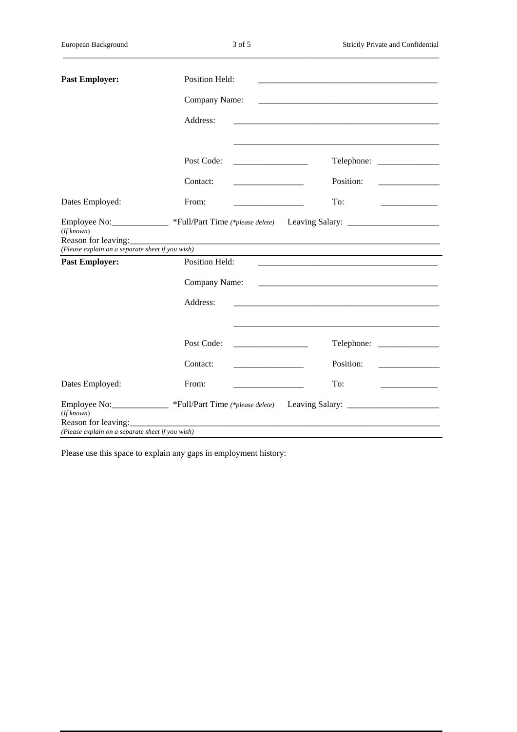**Past Employer:** Position Held: ___________________________________________

Company Name: ___________________________________________

Address: ___________________________________________

___________________________________________

Post Code: _________________ Telephone: ______________

Contact: ________________ Position: ______________

Dates Employed: From: ________________ To: _____________

Employee No:_____________ *Full/Part Time *(*please delete)* Leaving Salary: _____________________
*(If known)*

Reason for leaving:___________________________________________________________________________
*(Please explain on a separate sheet if you wish)*

---

**Past Employer:** Position Held: ___________________________________________

Company Name: ___________________________________________

Address: ___________________________________________

___________________________________________

Post Code: _________________ Telephone: ______________

Contact: ________________ Position: ______________

Dates Employed: From: ________________ To: _____________

Employee No:_____________ *Full/Part Time *(*please delete)* Leaving Salary: _____________________
*(If known)*

Reason for leaving:___________________________________________________________________________
*(Please explain on a separate sheet if you wish)*

---

Please use this space to explain any gaps in employment history: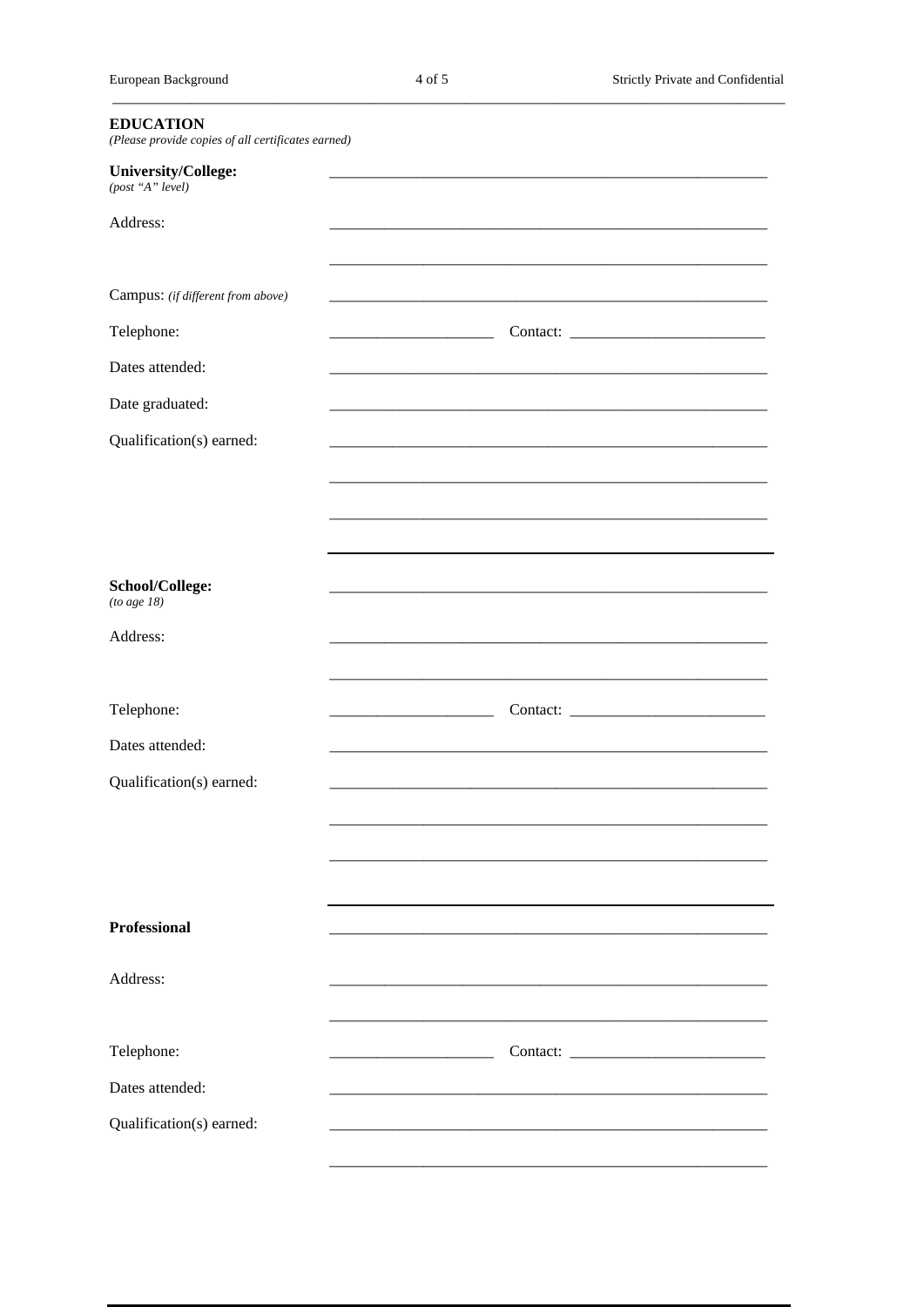## EDUCATION

*(Please provide copies of all certificates earned)*

**University/College:** ________________________________________________
*(post "A" level)*

Address: ________________________________________________

________________________________________________

Campus: *(if different from above)* ________________________________________________

Telephone: ____________________ Contact: ________________________

Dates attended: ________________________________________________

Date graduated: ________________________________________________

Qualification(s) earned: ________________________________________________

________________________________________________

________________________________________________

---

**School/College:** ________________________________________________
*(to age 18)*

Address: ________________________________________________

________________________________________________

Telephone: ____________________ Contact: ________________________

Dates attended: ________________________________________________

Qualification(s) earned: ________________________________________________

________________________________________________

________________________________________________

---

**Professional** ________________________________________________

Address: ________________________________________________

________________________________________________

Telephone: ____________________ Contact: ________________________

Dates attended: ________________________________________________

Qualification(s) earned: ________________________________________________

________________________________________________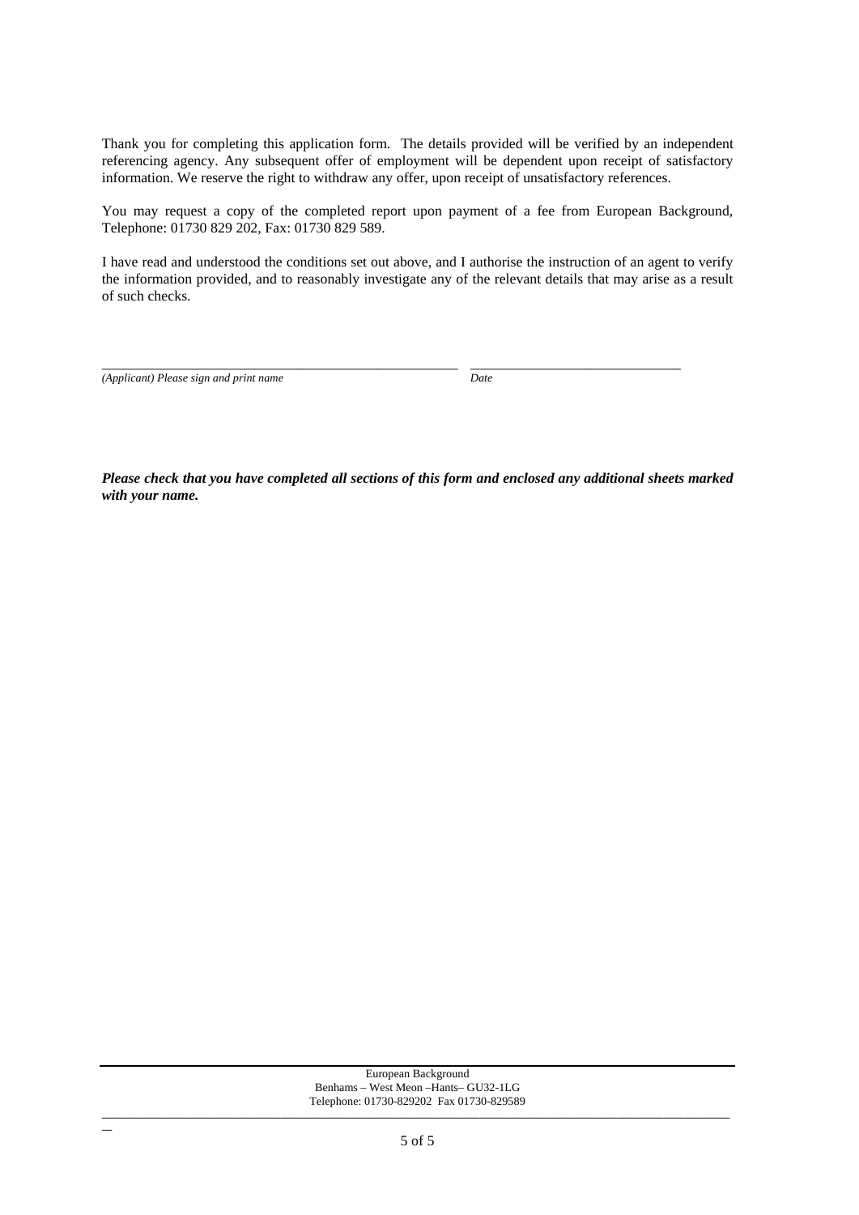Thank you for completing this application form. The details provided will be verified by an independent referencing agency. Any subsequent offer of employment will be dependent upon receipt of satisfactory information. We reserve the right to withdraw any offer, upon receipt of unsatisfactory references.

You may request a copy of the completed report upon payment of a fee from European Background, Telephone: 01730 829 202, Fax: 01730 829 589.

I have read and understood the conditions set out above, and I authorise the instruction of an agent to verify the information provided, and to reasonably investigate any of the relevant details that may arise as a result of such checks.

_______________________________________________________ _______________________________

*(Applicant) Please sign and print name* *Date*

***Please check that you have completed all sections of this form and enclosed any additional sheets marked with your name.***

European Background
Benhams – West Meon –Hants– GU32-1LG
Telephone: 01730-829202 Fax 01730-829589